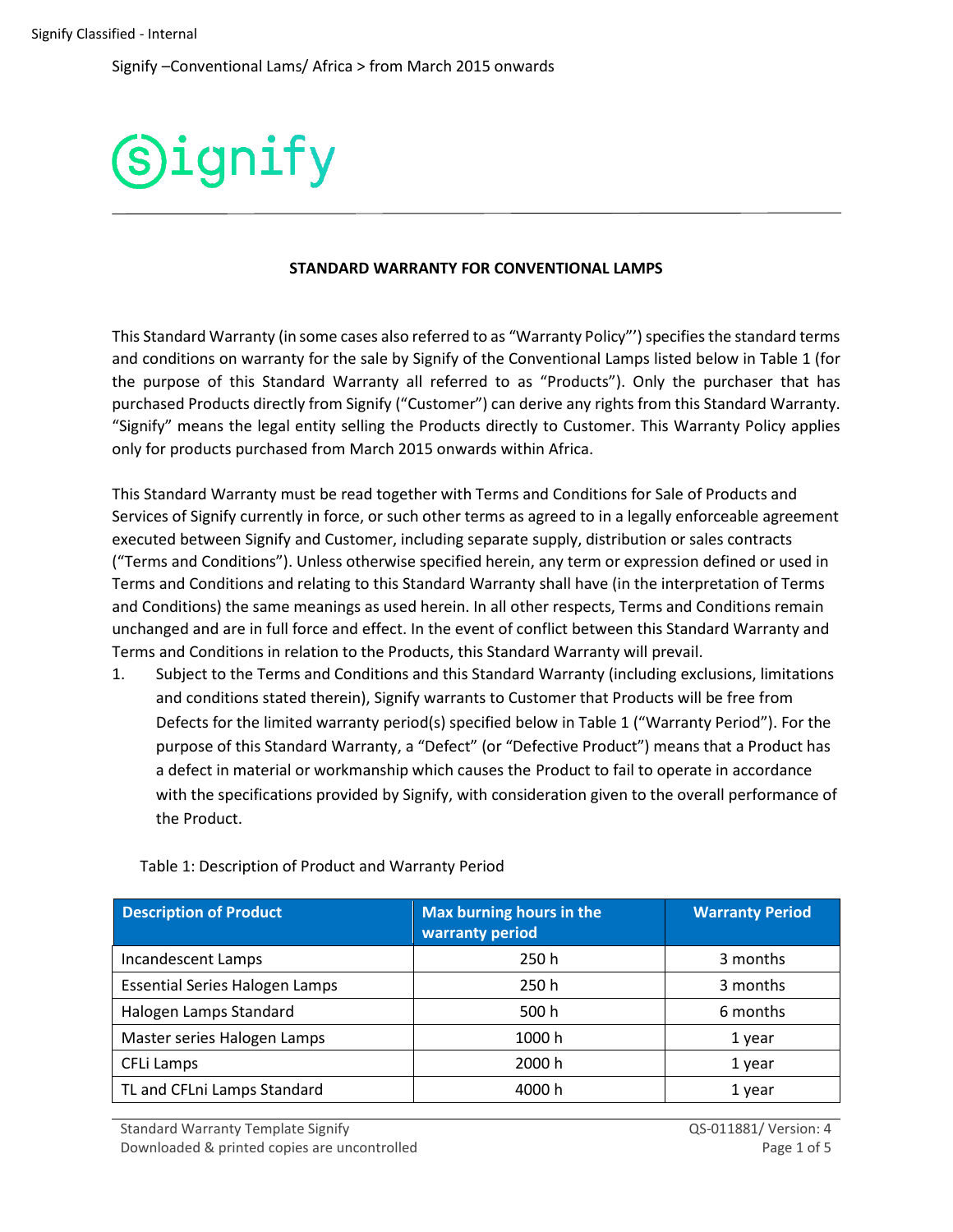Signify –Conventional Lams/ Africa > from March 2015 onwards

Signify

## STANDARD WARRANTY FOR CONVENTIONAL LAMPS

This Standard Warranty (in some cases also referred to as "Warranty Policy"') specifies the standard terms and conditions on warranty for the sale by Signify of the Conventional Lamps listed below in Table 1 (for the purpose of this Standard Warranty all referred to as "Products"). Only the purchaser that has purchased Products directly from Signify ("Customer") can derive any rights from this Standard Warranty. "Signify" means the legal entity selling the Products directly to Customer. This Warranty Policy applies only for products purchased from March 2015 onwards within Africa.

This Standard Warranty must be read together with Terms and Conditions for Sale of Products and Services of Signify currently in force, or such other terms as agreed to in a legally enforceable agreement executed between Signify and Customer, including separate supply, distribution or sales contracts ("Terms and Conditions"). Unless otherwise specified herein, any term or expression defined or used in Terms and Conditions and relating to this Standard Warranty shall have (in the interpretation of Terms and Conditions) the same meanings as used herein. In all other respects, Terms and Conditions remain unchanged and are in full force and effect. In the event of conflict between this Standard Warranty and Terms and Conditions in relation to the Products, this Standard Warranty will prevail.

1. Subject to the Terms and Conditions and this Standard Warranty (including exclusions, limitations and conditions stated therein), Signify warrants to Customer that Products will be free from Defects for the limited warranty period(s) specified below in Table 1 ("Warranty Period"). For the purpose of this Standard Warranty, a "Defect" (or "Defective Product") means that a Product has a defect in material or workmanship which causes the Product to fail to operate in accordance with the specifications provided by Signify, with consideration given to the overall performance of the Product.

Table 1: Description of Product and Warranty Period

| Description of Product | Max burning hours in the warranty period | Warranty Period |
|---|---|---|
| Incandescent Lamps | 250 h | 3 months |
| Essential Series Halogen Lamps | 250 h | 3 months |
| Halogen Lamps Standard | 500 h | 6 months |
| Master series Halogen Lamps | 1000 h | 1 year |
| CFLi Lamps | 2000 h | 1 year |
| TL and CFLni Lamps Standard | 4000 h | 1 year |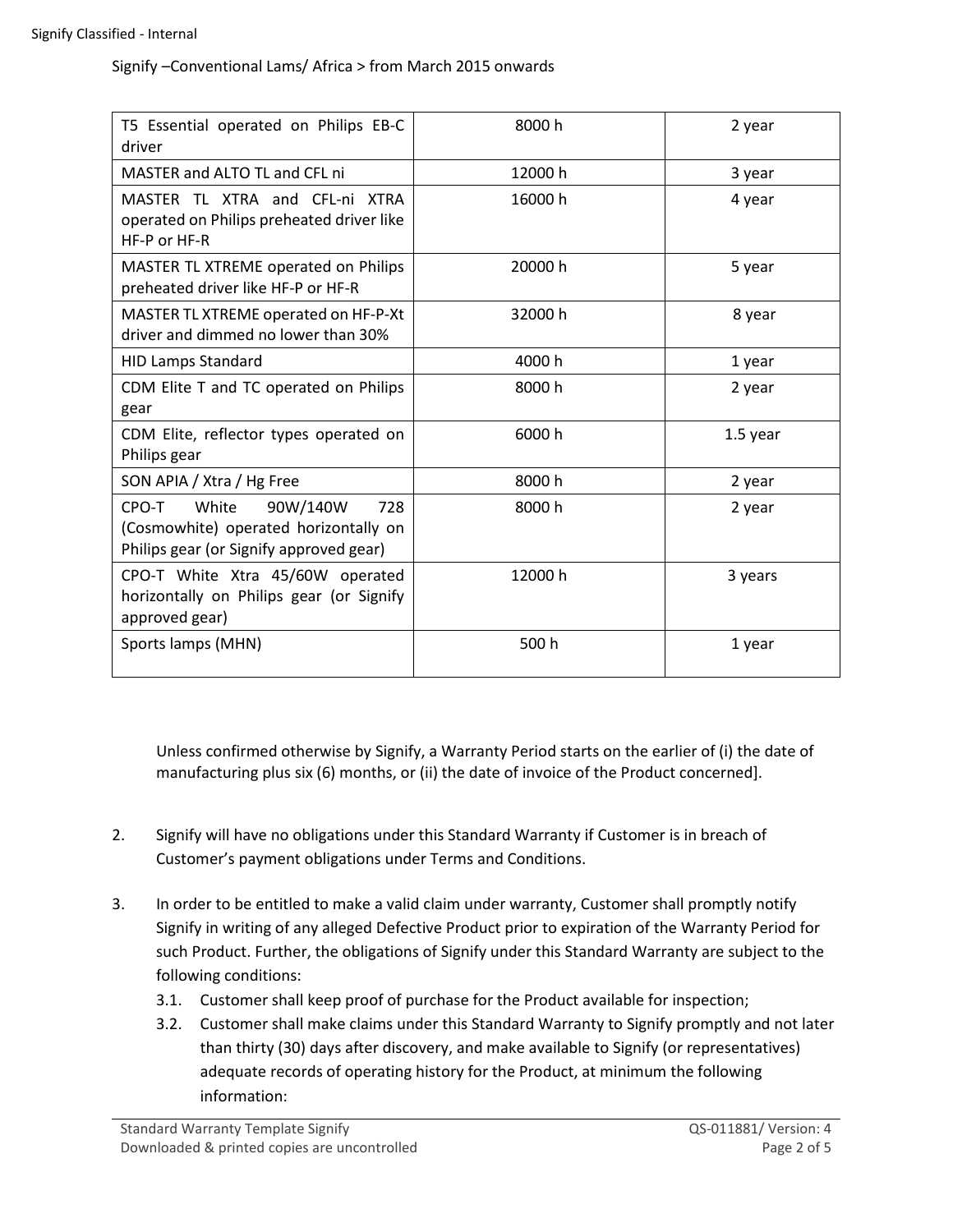Signify –Conventional Lams/ Africa > from March 2015 onwards

| | | |
|---|---|---|
| T5 Essential operated on Philips EB-C driver | 8000 h | 2 year |
| MASTER and ALTO TL and CFL ni | 12000 h | 3 year |
| MASTER TL XTRA and CFL-ni XTRA operated on Philips preheated driver like HF-P or HF-R | 16000 h | 4 year |
| MASTER TL XTREME operated on Philips preheated driver like HF-P or HF-R | 20000 h | 5 year |
| MASTER TL XTREME operated on HF-P-Xt driver and dimmed no lower than 30% | 32000 h | 8 year |
| HID Lamps Standard | 4000 h | 1 year |
| CDM Elite T and TC operated on Philips gear | 8000 h | 2 year |
| CDM Elite, reflector types operated on Philips gear | 6000 h | 1.5 year |
| SON APIA / Xtra / Hg Free | 8000 h | 2 year |
| CPO-T White 90W/140W 728 (Cosmowhite) operated horizontally on Philips gear (or Signify approved gear) | 8000 h | 2 year |
| CPO-T White Xtra 45/60W operated horizontally on Philips gear (or Signify approved gear) | 12000 h | 3 years |
| Sports lamps (MHN) | 500 h | 1 year |

Unless confirmed otherwise by Signify, a Warranty Period starts on the earlier of (i) the date of manufacturing plus six (6) months, or (ii) the date of invoice of the Product concerned].

2. Signify will have no obligations under this Standard Warranty if Customer is in breach of Customer's payment obligations under Terms and Conditions.

3. In order to be entitled to make a valid claim under warranty, Customer shall promptly notify Signify in writing of any alleged Defective Product prior to expiration of the Warranty Period for such Product. Further, the obligations of Signify under this Standard Warranty are subject to the following conditions:
   3.1. Customer shall keep proof of purchase for the Product available for inspection;
   3.2. Customer shall make claims under this Standard Warranty to Signify promptly and not later than thirty (30) days after discovery, and make available to Signify (or representatives) adequate records of operating history for the Product, at minimum the following information: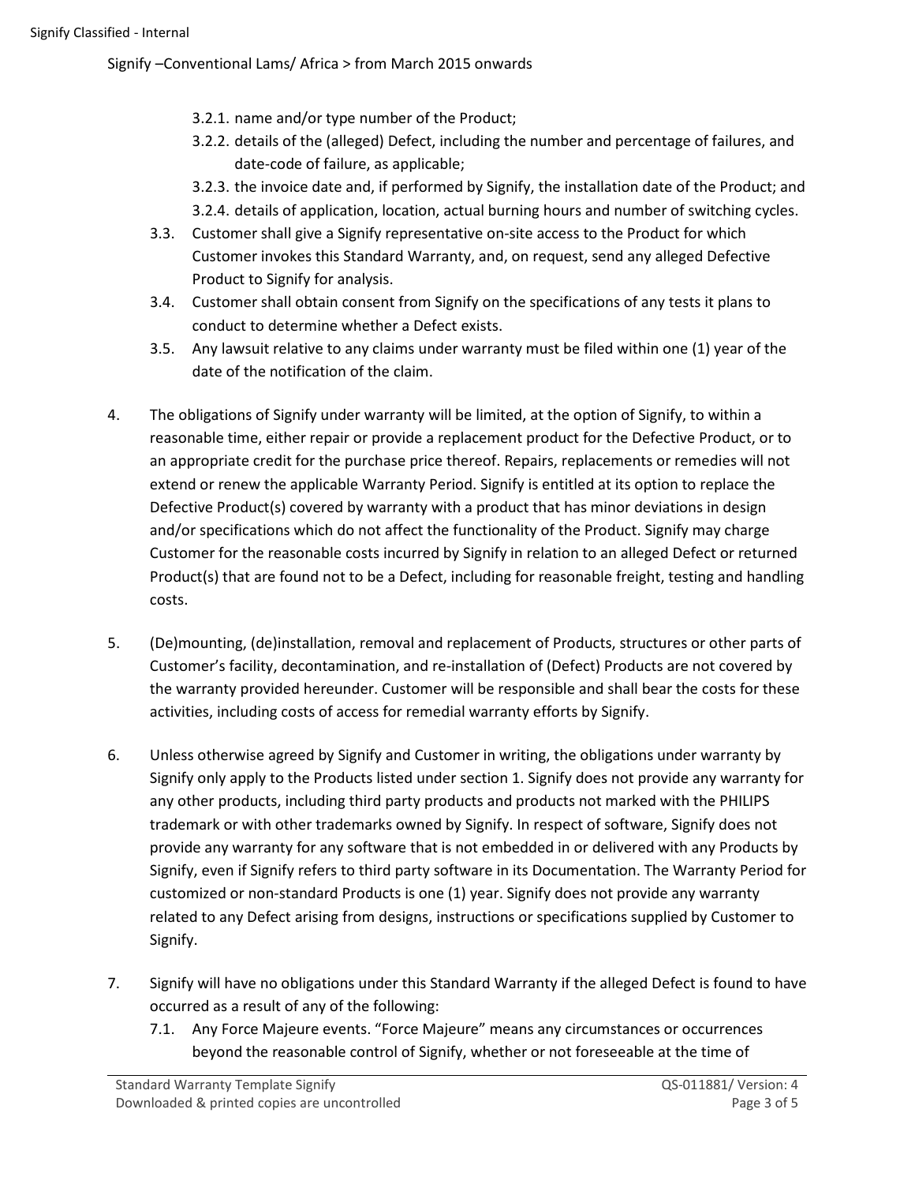3.2.1. name and/or type number of the Product;
3.2.2. details of the (alleged) Defect, including the number and percentage of failures, and date-code of failure, as applicable;
3.2.3. the invoice date and, if performed by Signify, the installation date of the Product; and
3.2.4. details of application, location, actual burning hours and number of switching cycles.

3.3. Customer shall give a Signify representative on-site access to the Product for which Customer invokes this Standard Warranty, and, on request, send any alleged Defective Product to Signify for analysis.

3.4. Customer shall obtain consent from Signify on the specifications of any tests it plans to conduct to determine whether a Defect exists.

3.5. Any lawsuit relative to any claims under warranty must be filed within one (1) year of the date of the notification of the claim.

4. The obligations of Signify under warranty will be limited, at the option of Signify, to within a reasonable time, either repair or provide a replacement product for the Defective Product, or to an appropriate credit for the purchase price thereof. Repairs, replacements or remedies will not extend or renew the applicable Warranty Period. Signify is entitled at its option to replace the Defective Product(s) covered by warranty with a product that has minor deviations in design and/or specifications which do not affect the functionality of the Product. Signify may charge Customer for the reasonable costs incurred by Signify in relation to an alleged Defect or returned Product(s) that are found not to be a Defect, including for reasonable freight, testing and handling costs.

5. (De)mounting, (de)installation, removal and replacement of Products, structures or other parts of Customer's facility, decontamination, and re-installation of (Defect) Products are not covered by the warranty provided hereunder. Customer will be responsible and shall bear the costs for these activities, including costs of access for remedial warranty efforts by Signify.

6. Unless otherwise agreed by Signify and Customer in writing, the obligations under warranty by Signify only apply to the Products listed under section 1. Signify does not provide any warranty for any other products, including third party products and products not marked with the PHILIPS trademark or with other trademarks owned by Signify. In respect of software, Signify does not provide any warranty for any software that is not embedded in or delivered with any Products by Signify, even if Signify refers to third party software in its Documentation. The Warranty Period for customized or non-standard Products is one (1) year. Signify does not provide any warranty related to any Defect arising from designs, instructions or specifications supplied by Customer to Signify.

7. Signify will have no obligations under this Standard Warranty if the alleged Defect is found to have occurred as a result of any of the following:

7.1. Any Force Majeure events. "Force Majeure" means any circumstances or occurrences beyond the reasonable control of Signify, whether or not foreseeable at the time of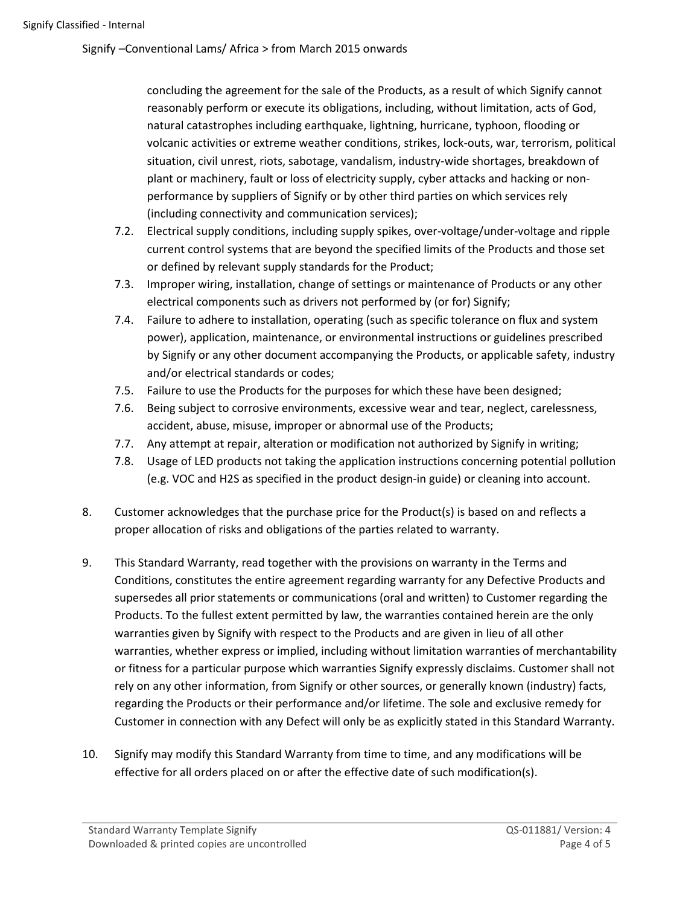concluding the agreement for the sale of the Products, as a result of which Signify cannot reasonably perform or execute its obligations, including, without limitation, acts of God, natural catastrophes including earthquake, lightning, hurricane, typhoon, flooding or volcanic activities or extreme weather conditions, strikes, lock-outs, war, terrorism, political situation, civil unrest, riots, sabotage, vandalism, industry-wide shortages, breakdown of plant or machinery, fault or loss of electricity supply, cyber attacks and hacking or non-performance by suppliers of Signify or by other third parties on which services rely (including connectivity and communication services);

7.2. Electrical supply conditions, including supply spikes, over-voltage/under-voltage and ripple current control systems that are beyond the specified limits of the Products and those set or defined by relevant supply standards for the Product;

7.3. Improper wiring, installation, change of settings or maintenance of Products or any other electrical components such as drivers not performed by (or for) Signify;

7.4. Failure to adhere to installation, operating (such as specific tolerance on flux and system power), application, maintenance, or environmental instructions or guidelines prescribed by Signify or any other document accompanying the Products, or applicable safety, industry and/or electrical standards or codes;

7.5. Failure to use the Products for the purposes for which these have been designed;

7.6. Being subject to corrosive environments, excessive wear and tear, neglect, carelessness, accident, abuse, misuse, improper or abnormal use of the Products;

7.7. Any attempt at repair, alteration or modification not authorized by Signify in writing;

7.8. Usage of LED products not taking the application instructions concerning potential pollution (e.g. VOC and $H_2S$ as specified in the product design-in guide) or cleaning into account.

8. Customer acknowledges that the purchase price for the Product(s) is based on and reflects a proper allocation of risks and obligations of the parties related to warranty.

9. This Standard Warranty, read together with the provisions on warranty in the Terms and Conditions, constitutes the entire agreement regarding warranty for any Defective Products and supersedes all prior statements or communications (oral and written) to Customer regarding the Products. To the fullest extent permitted by law, the warranties contained herein are the only warranties given by Signify with respect to the Products and are given in lieu of all other warranties, whether express or implied, including without limitation warranties of merchantability or fitness for a particular purpose which warranties Signify expressly disclaims. Customer shall not rely on any other information, from Signify or other sources, or generally known (industry) facts, regarding the Products or their performance and/or lifetime. The sole and exclusive remedy for Customer in connection with any Defect will only be as explicitly stated in this Standard Warranty.

10. Signify may modify this Standard Warranty from time to time, and any modifications will be effective for all orders placed on or after the effective date of such modification(s).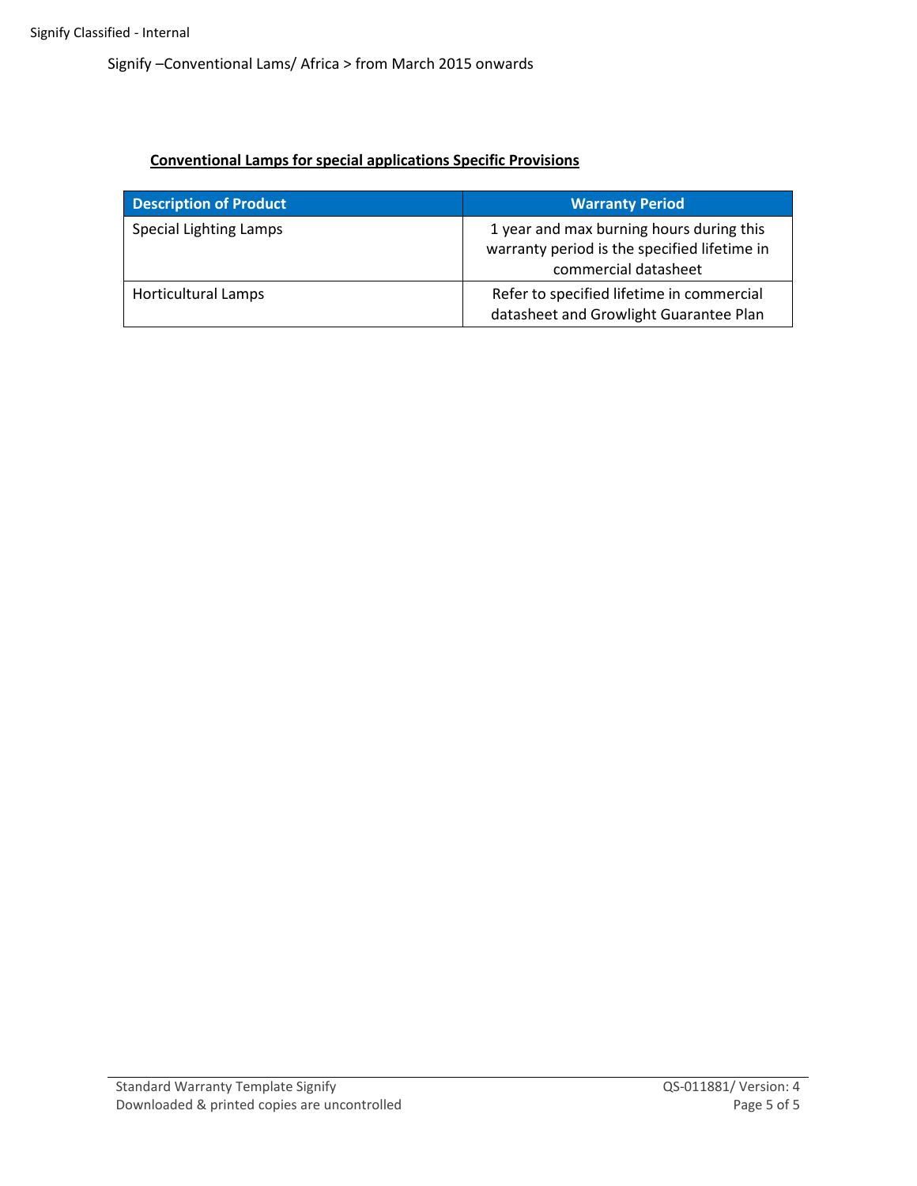**Conventional Lamps for special applications Specific Provisions**

| Description of Product | Warranty Period |
| --- | --- |
| Special Lighting Lamps | 1 year and max burning hours during this warranty period is the specified lifetime in commercial datasheet |
| Horticultural Lamps | Refer to specified lifetime in commercial datasheet and Growlight Guarantee Plan |